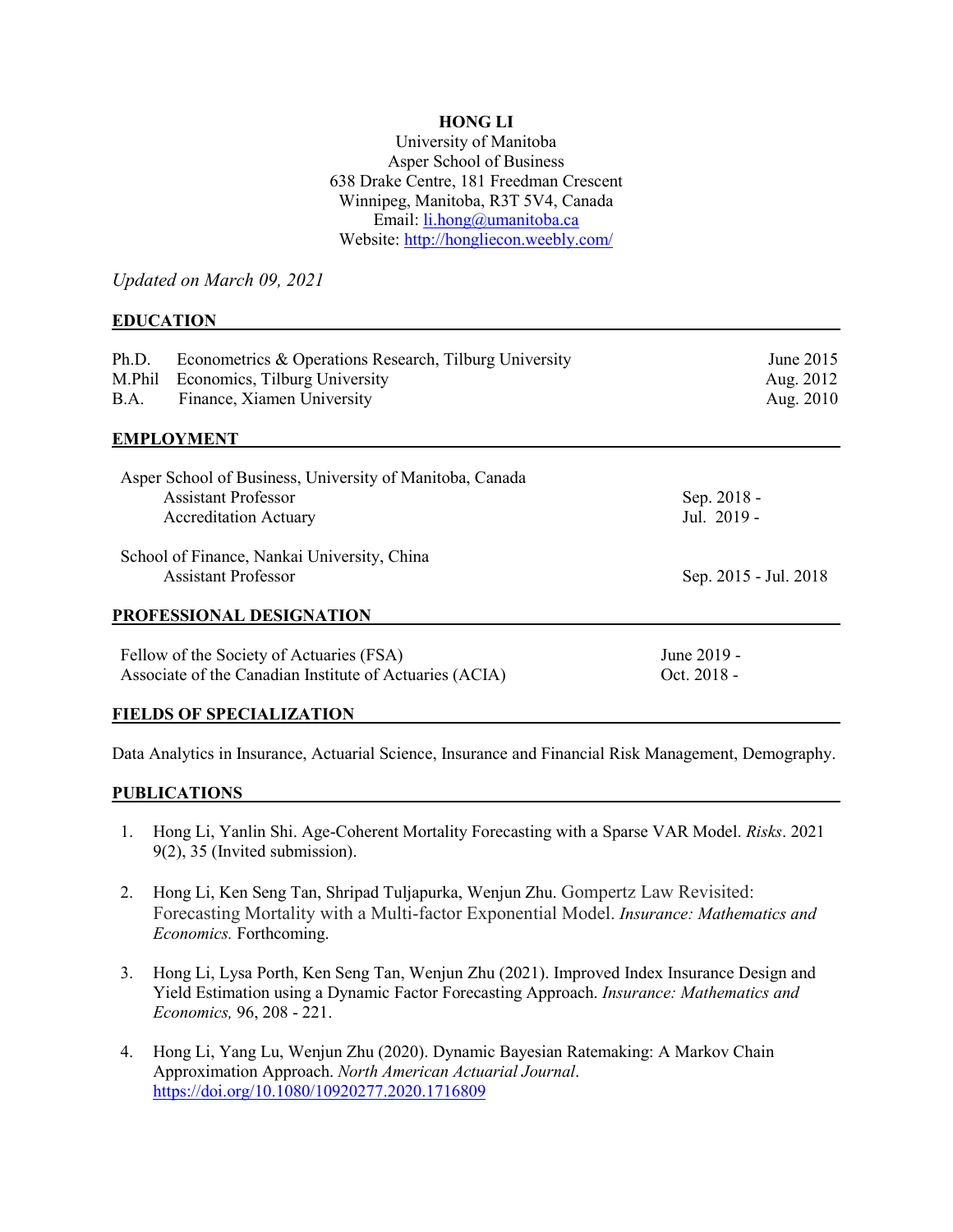# HONG LI

University of Manitoba
Asper School of Business
638 Drake Centre, 181 Freedman Crescent
Winnipeg, Manitoba, R3T 5V4, Canada
Email: [li.hong@umanitoba.ca](mailto:li.hong@umanitoba.ca)
Website: [http://hongliecon.weebly.com/](http://hongliecon.weebly.com/)

*Updated on March 09, 2021*

## EDUCATION

| | | |
|---|---|---|
| Ph.D. | Econometrics & Operations Research, Tilburg University | June 2015 |
| M.Phil | Economics, Tilburg University | Aug. 2012 |
| B.A. | Finance, Xiamen University | Aug. 2010 |

## EMPLOYMENT

Asper School of Business, University of Manitoba, Canada

| | |
|---|---|
| Assistant Professor | Sep. 2018 - |
| Accreditation Actuary | Jul. 2019 - |

School of Finance, Nankai University, China

| | |
|---|---|
| Assistant Professor | Sep. 2015 - Jul. 2018 |

## PROFESSIONAL DESIGNATION

| | |
|---|---|
| Fellow of the Society of Actuaries (FSA) | June 2019 - |
| Associate of the Canadian Institute of Actuaries (ACIA) | Oct. 2018 - |

## FIELDS OF SPECIALIZATION

Data Analytics in Insurance, Actuarial Science, Insurance and Financial Risk Management, Demography.

## PUBLICATIONS

1. Hong Li, Yanlin Shi. Age-Coherent Mortality Forecasting with a Sparse VAR Model. *Risks*. 2021 9(2), 35 (Invited submission).

2. Hong Li, Ken Seng Tan, Shripad Tuljapurka, Wenjun Zhu. Gompertz Law Revisited: Forecasting Mortality with a Multi-factor Exponential Model. *Insurance: Mathematics and Economics.* Forthcoming.

3. Hong Li, Lysa Porth, Ken Seng Tan, Wenjun Zhu (2021). Improved Index Insurance Design and Yield Estimation using a Dynamic Factor Forecasting Approach. *Insurance: Mathematics and Economics,* 96, 208 - 221.

4. Hong Li, Yang Lu, Wenjun Zhu (2020). Dynamic Bayesian Ratemaking: A Markov Chain Approximation Approach. *North American Actuarial Journal*. [https://doi.org/10.1080/10920277.2020.1716809](https://doi.org/10.1080/10920277.2020.1716809)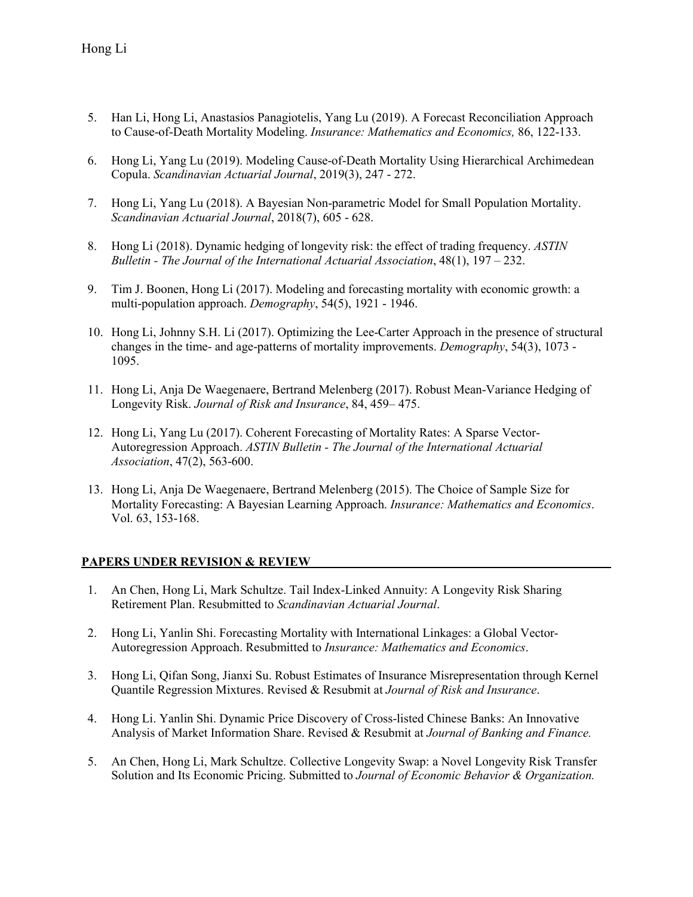5. Han Li, Hong Li, Anastasios Panagiotelis, Yang Lu (2019). A Forecast Reconciliation Approach to Cause-of-Death Mortality Modeling. *Insurance: Mathematics and Economics,* 86, 122-133.

6. Hong Li, Yang Lu (2019). Modeling Cause-of-Death Mortality Using Hierarchical Archimedean Copula. *Scandinavian Actuarial Journal*, 2019(3), 247 - 272.

7. Hong Li, Yang Lu (2018). A Bayesian Non-parametric Model for Small Population Mortality. *Scandinavian Actuarial Journal*, 2018(7), 605 - 628.

8. Hong Li (2018). Dynamic hedging of longevity risk: the effect of trading frequency. *ASTIN Bulletin - The Journal of the International Actuarial Association*, 48(1), 197 – 232.

9. Tim J. Boonen, Hong Li (2017). Modeling and forecasting mortality with economic growth: a multi-population approach. *Demography*, 54(5), 1921 - 1946.

10. Hong Li, Johnny S.H. Li (2017). Optimizing the Lee-Carter Approach in the presence of structural changes in the time- and age-patterns of mortality improvements. *Demography*, 54(3), 1073 - 1095.

11. Hong Li, Anja De Waegenaere, Bertrand Melenberg (2017). Robust Mean-Variance Hedging of Longevity Risk. *Journal of Risk and Insurance*, 84, 459– 475.

12. Hong Li, Yang Lu (2017). Coherent Forecasting of Mortality Rates: A Sparse Vector-Autoregression Approach. *ASTIN Bulletin - The Journal of the International Actuarial Association*, 47(2), 563-600.

13. Hong Li, Anja De Waegenaere, Bertrand Melenberg (2015). The Choice of Sample Size for Mortality Forecasting: A Bayesian Learning Approach. *Insurance: Mathematics and Economics*. Vol. 63, 153-168.

## PAPERS UNDER REVISION & REVIEW

1. An Chen, Hong Li, Mark Schultze. Tail Index-Linked Annuity: A Longevity Risk Sharing Retirement Plan. Resubmitted to *Scandinavian Actuarial Journal*.

2. Hong Li, Yanlin Shi. Forecasting Mortality with International Linkages: a Global Vector-Autoregression Approach. Resubmitted to *Insurance: Mathematics and Economics*.

3. Hong Li, Qifan Song, Jianxi Su. Robust Estimates of Insurance Misrepresentation through Kernel Quantile Regression Mixtures. Revised & Resubmit at *Journal of Risk and Insurance*.

4. Hong Li. Yanlin Shi. Dynamic Price Discovery of Cross-listed Chinese Banks: An Innovative Analysis of Market Information Share. Revised & Resubmit at *Journal of Banking and Finance.*

5. An Chen, Hong Li, Mark Schultze. Collective Longevity Swap: a Novel Longevity Risk Transfer Solution and Its Economic Pricing. Submitted to *Journal of Economic Behavior & Organization.*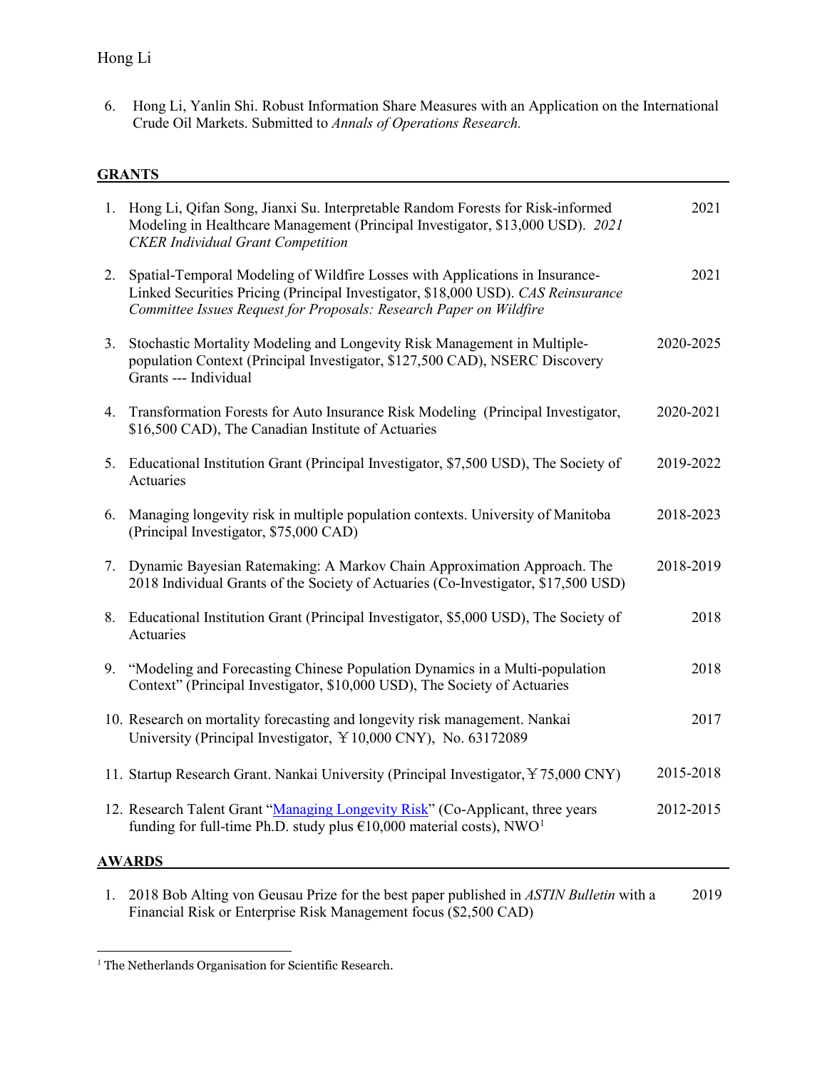6. Hong Li, Yanlin Shi. Robust Information Share Measures with an Application on the International Crude Oil Markets. Submitted to *Annals of Operations Research.*

## GRANTS

1. Hong Li, Qifan Song, Jianxi Su. Interpretable Random Forests for Risk-informed Modeling in Healthcare Management (Principal Investigator, $13,000 USD). *2021 CKER Individual Grant Competition* — 2021

2. Spatial-Temporal Modeling of Wildfire Losses with Applications in Insurance-Linked Securities Pricing (Principal Investigator, $18,000 USD). *CAS Reinsurance Committee Issues Request for Proposals: Research Paper on Wildfire* — 2021

3. Stochastic Mortality Modeling and Longevity Risk Management in Multiple-population Context (Principal Investigator, $127,500 CAD), NSERC Discovery Grants --- Individual — 2020-2025

4. Transformation Forests for Auto Insurance Risk Modeling (Principal Investigator, $16,500 CAD), The Canadian Institute of Actuaries — 2020-2021

5. Educational Institution Grant (Principal Investigator, $7,500 USD), The Society of Actuaries — 2019-2022

6. Managing longevity risk in multiple population contexts. University of Manitoba (Principal Investigator, $75,000 CAD) — 2018-2023

7. Dynamic Bayesian Ratemaking: A Markov Chain Approximation Approach. The 2018 Individual Grants of the Society of Actuaries (Co-Investigator, $17,500 USD) — 2018-2019

8. Educational Institution Grant (Principal Investigator, $5,000 USD), The Society of Actuaries — 2018

9. "Modeling and Forecasting Chinese Population Dynamics in a Multi-population Context" (Principal Investigator, $10,000 USD), The Society of Actuaries — 2018

10. Research on mortality forecasting and longevity risk management. Nankai University (Principal Investigator, ￥10,000 CNY), No. 63172089 — 2017

11. Startup Research Grant. Nankai University (Principal Investigator, ￥75,000 CNY) — 2015-2018

12. Research Talent Grant "Managing Longevity Risk" (Co-Applicant, three years funding for full-time Ph.D. study plus €10,000 material costs), NWO[1] — 2012-2015

## AWARDS

1. 2018 Bob Alting von Geusau Prize for the best paper published in *ASTIN Bulletin* with a Financial Risk or Enterprise Risk Management focus ($2,500 CAD) — 2019

[1] The Netherlands Organisation for Scientific Research.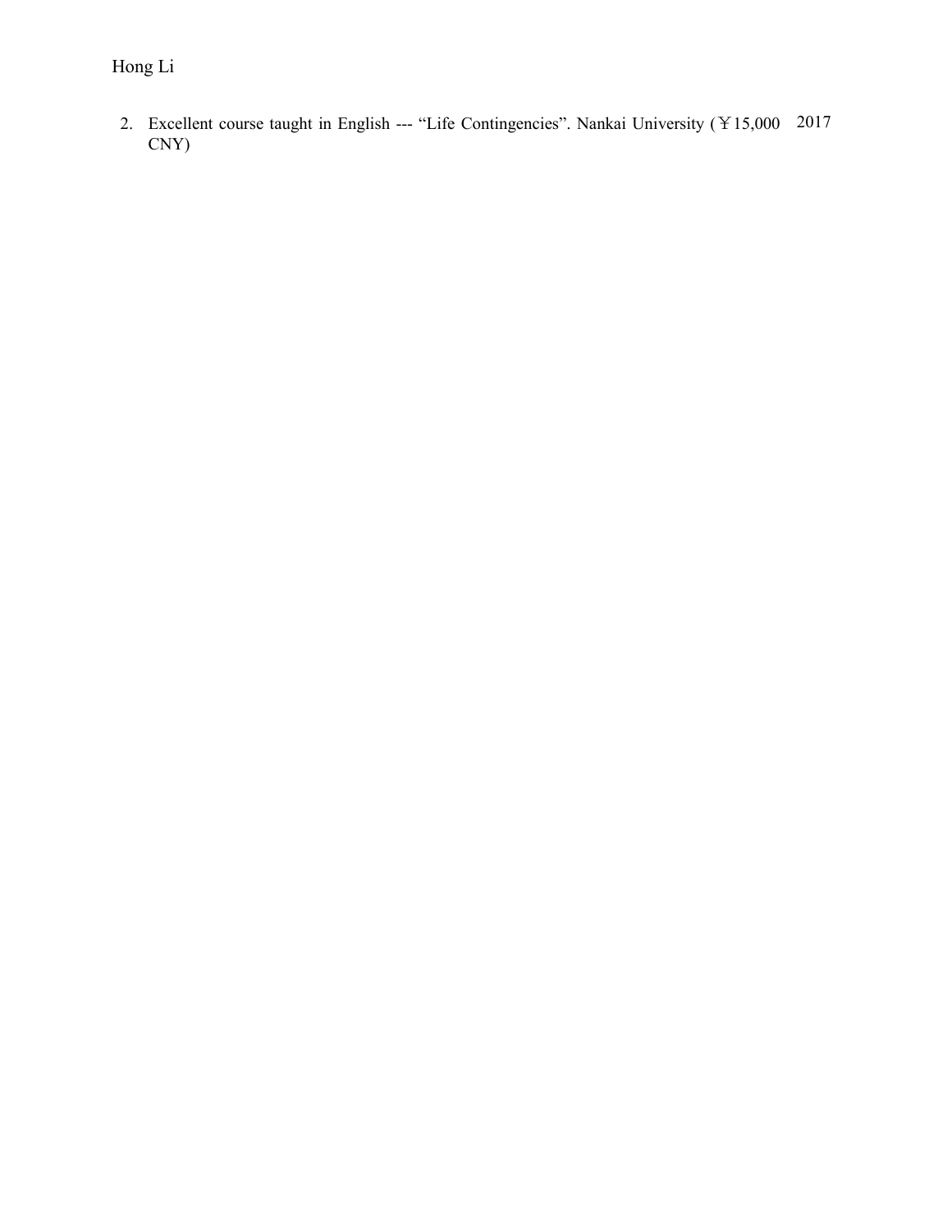2. Excellent course taught in English --- “Life Contingencies”. Nankai University (￥15,000 CNY) 2017